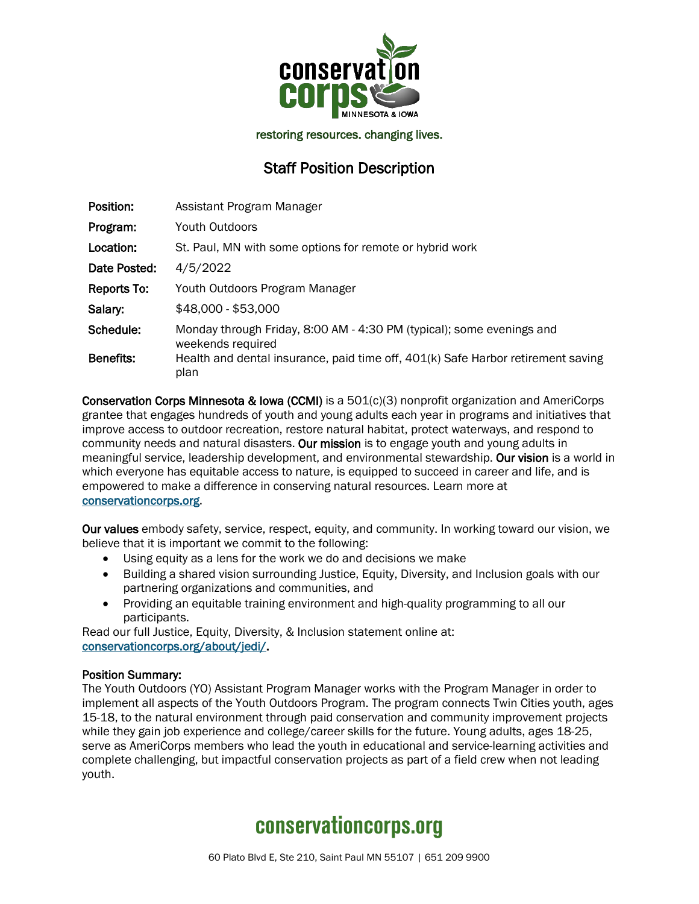restoring resources. changing lives.

# Staff Position Description

| | |
|---|---|
| **Position:** | Assistant Program Manager |
| **Program:** | Youth Outdoors |
| **Location:** | St. Paul, MN with some options for remote or hybrid work |
| **Date Posted:** | 4/5/2022 |
| **Reports To:** | Youth Outdoors Program Manager |
| **Salary:** | $48,000 - $53,000 |
| **Schedule:** | Monday through Friday, 8:00 AM - 4:30 PM (typical); some evenings and weekends required |
| **Benefits:** | Health and dental insurance, paid time off, 401(k) Safe Harbor retirement saving plan |

**Conservation Corps Minnesota & Iowa (CCMI)** is a 501(c)(3) nonprofit organization and AmeriCorps grantee that engages hundreds of youth and young adults each year in programs and initiatives that improve access to outdoor recreation, restore natural habitat, protect waterways, and respond to community needs and natural disasters. **Our mission** is to engage youth and young adults in meaningful service, leadership development, and environmental stewardship. **Our vision** is a world in which everyone has equitable access to nature, is equipped to succeed in career and life, and is empowered to make a difference in conserving natural resources. Learn more at conservationcorps.org.

**Our values** embody safety, service, respect, equity, and community. In working toward our vision, we believe that it is important we commit to the following:

- Using equity as a lens for the work we do and decisions we make
- Building a shared vision surrounding Justice, Equity, Diversity, and Inclusion goals with our partnering organizations and communities, and
- Providing an equitable training environment and high-quality programming to all our participants.

Read our full Justice, Equity, Diversity, & Inclusion statement online at: conservationcorps.org/about/jedi/.

**Position Summary:**

The Youth Outdoors (YO) Assistant Program Manager works with the Program Manager in order to implement all aspects of the Youth Outdoors Program. The program connects Twin Cities youth, ages 15-18, to the natural environment through paid conservation and community improvement projects while they gain job experience and college/career skills for the future. Young adults, ages 18-25, serve as AmeriCorps members who lead the youth in educational and service-learning activities and complete challenging, but impactful conservation projects as part of a field crew when not leading youth.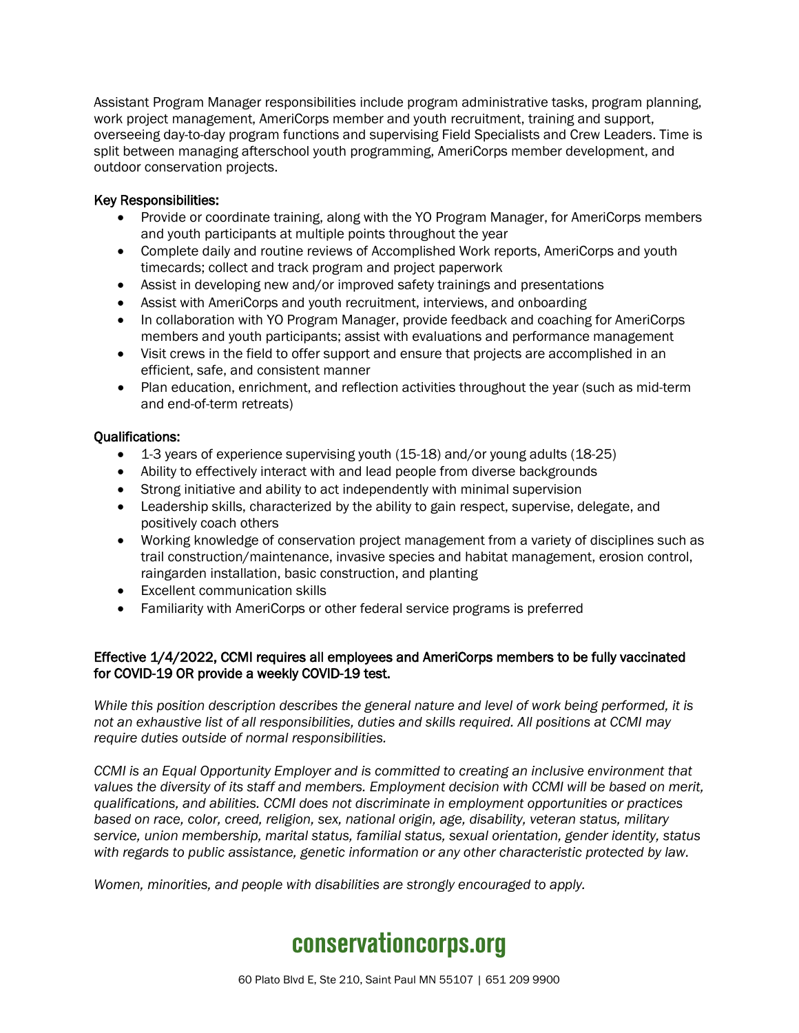Assistant Program Manager responsibilities include program administrative tasks, program planning, work project management, AmeriCorps member and youth recruitment, training and support, overseeing day-to-day program functions and supervising Field Specialists and Crew Leaders. Time is split between managing afterschool youth programming, AmeriCorps member development, and outdoor conservation projects.

**Key Responsibilities:**

- Provide or coordinate training, along with the YO Program Manager, for AmeriCorps members and youth participants at multiple points throughout the year
- Complete daily and routine reviews of Accomplished Work reports, AmeriCorps and youth timecards; collect and track program and project paperwork
- Assist in developing new and/or improved safety trainings and presentations
- Assist with AmeriCorps and youth recruitment, interviews, and onboarding
- In collaboration with YO Program Manager, provide feedback and coaching for AmeriCorps members and youth participants; assist with evaluations and performance management
- Visit crews in the field to offer support and ensure that projects are accomplished in an efficient, safe, and consistent manner
- Plan education, enrichment, and reflection activities throughout the year (such as mid-term and end-of-term retreats)

**Qualifications:**

- 1-3 years of experience supervising youth (15-18) and/or young adults (18-25)
- Ability to effectively interact with and lead people from diverse backgrounds
- Strong initiative and ability to act independently with minimal supervision
- Leadership skills, characterized by the ability to gain respect, supervise, delegate, and positively coach others
- Working knowledge of conservation project management from a variety of disciplines such as trail construction/maintenance, invasive species and habitat management, erosion control, raingarden installation, basic construction, and planting
- Excellent communication skills
- Familiarity with AmeriCorps or other federal service programs is preferred

**Effective 1/4/2022, CCMI requires all employees and AmeriCorps members to be fully vaccinated for COVID-19 OR provide a weekly COVID-19 test.**

*While this position description describes the general nature and level of work being performed, it is not an exhaustive list of all responsibilities, duties and skills required. All positions at CCMI may require duties outside of normal responsibilities.*

*CCMI is an Equal Opportunity Employer and is committed to creating an inclusive environment that values the diversity of its staff and members. Employment decision with CCMI will be based on merit, qualifications, and abilities. CCMI does not discriminate in employment opportunities or practices based on race, color, creed, religion, sex, national origin, age, disability, veteran status, military service, union membership, marital status, familial status, sexual orientation, gender identity, status with regards to public assistance, genetic information or any other characteristic protected by law.*

*Women, minorities, and people with disabilities are strongly encouraged to apply.*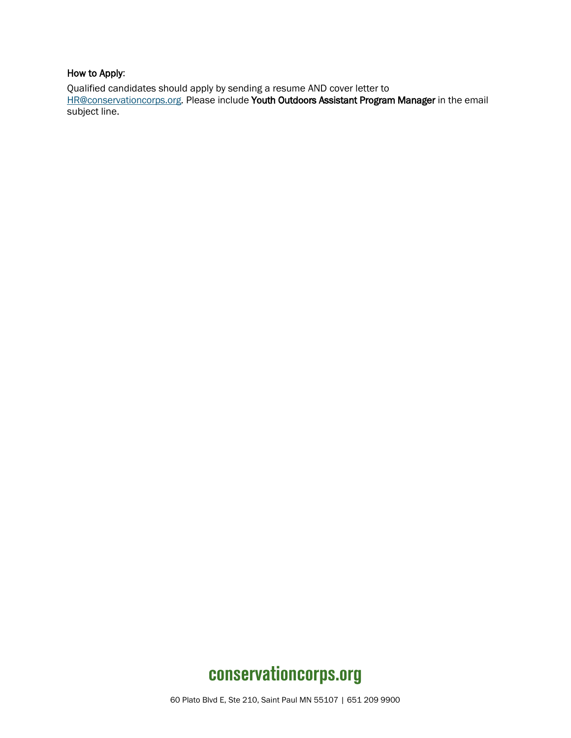**How to Apply**:

Qualified candidates should apply by sending a resume AND cover letter to HR@conservationcorps.org. Please include **Youth Outdoors Assistant Program Manager** in the email subject line.